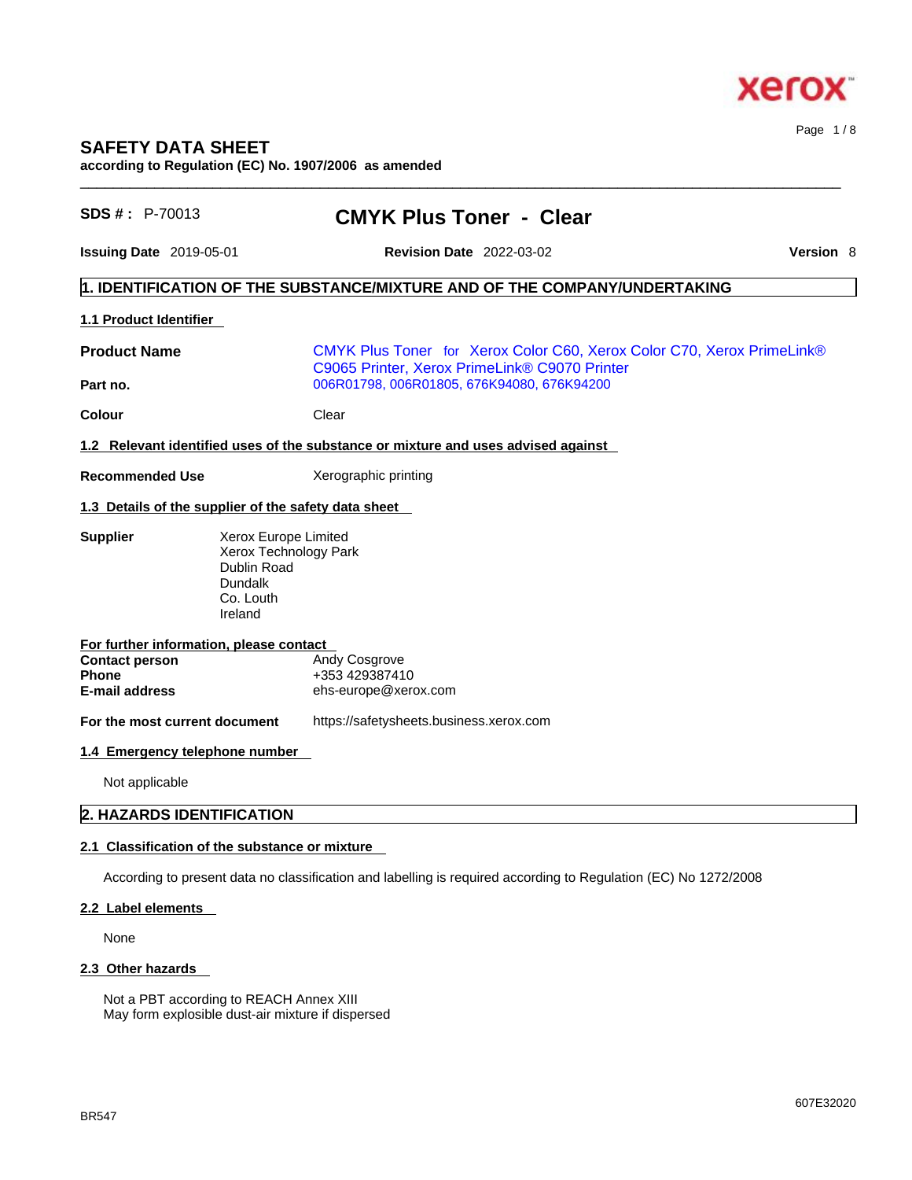# SAFETY DATA SHEET

**according to Regulation (EC) No. 1907/2006 as amended**

**SDS # :** P-70013

## CMYK Plus Toner - Clear

**Issuing Date** 2019-05-01 **Revision Date** 2022-03-02 **Version** 8

## 1. IDENTIFICATION OF THE SUBSTANCE/MIXTURE AND OF THE COMPANY/UNDERTAKING

### 1.1 Product Identifier

**Product Name** CMYK Plus Toner for Xerox Color C60, Xerox Color C70, Xerox PrimeLink® C9065 Printer, Xerox PrimeLink® C9070 Printer

**Part no.** 006R01798, 006R01805, 676K94080, 676K94200

**Colour** Clear

### 1.2 Relevant identified uses of the substance or mixture and uses advised against

**Recommended Use** Xerographic printing

### 1.3 Details of the supplier of the safety data sheet

**Supplier**
Xerox Europe Limited
Xerox Technology Park
Dublin Road
Dundalk
Co. Louth
Ireland

**For further information, please contact**

**Contact person** Andy Cosgrove
**Phone** +353 429387410
**E-mail address** ehs-europe@xerox.com

**For the most current document** https://safetysheets.business.xerox.com

### 1.4 Emergency telephone number

Not applicable

## 2. HAZARDS IDENTIFICATION

### 2.1 Classification of the substance or mixture

According to present data no classification and labelling is required according to Regulation (EC) No 1272/2008

### 2.2 Label elements

None

### 2.3 Other hazards

Not a PBT according to REACH Annex XIII
May form explosible dust-air mixture if dispersed

BR547

607E32020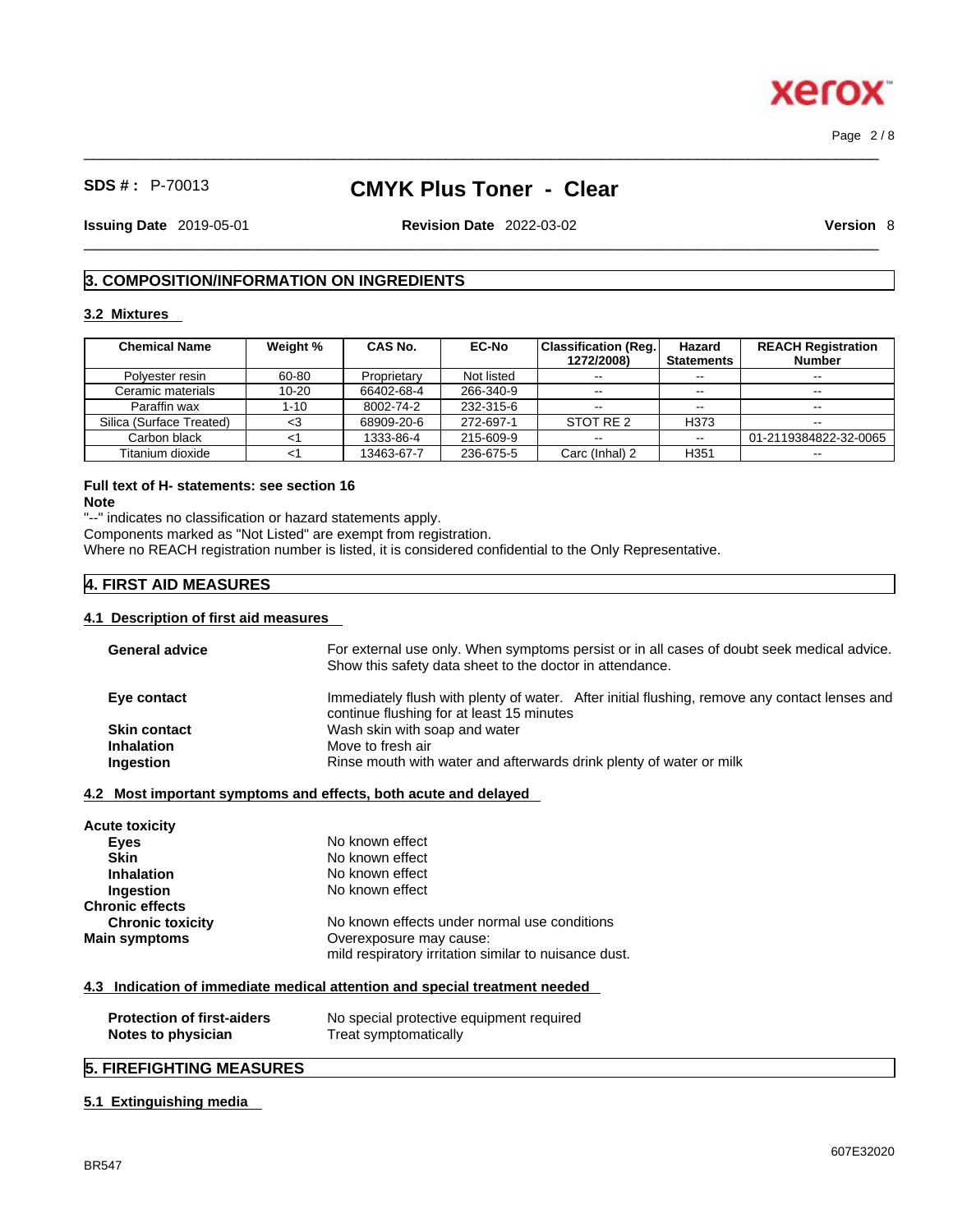# 3. COMPOSITION/INFORMATION ON INGREDIENTS

## 3.2 Mixtures

| Chemical Name | Weight % | CAS No. | EC-No | Classification (Reg. 1272/2008) | Hazard Statements | REACH Registration Number |
|---|---|---|---|---|---|---|
| Polyester resin | 60-80 | Proprietary | Not listed | -- | -- | -- |
| Ceramic materials | 10-20 | 66402-68-4 | 266-340-9 | -- | -- | -- |
| Paraffin wax | 1-10 | 8002-74-2 | 232-315-6 | -- | -- | -- |
| Silica (Surface Treated) | <3 | 68909-20-6 | 272-697-1 | STOT RE 2 | H373 | -- |
| Carbon black | <1 | 1333-86-4 | 215-609-9 | -- | -- | 01-2119384822-32-0065 |
| Titanium dioxide | <1 | 13463-67-7 | 236-675-5 | Carc (Inhal) 2 | H351 | -- |

**Full text of H- statements: see section 16**

**Note**

"--" indicates no classification or hazard statements apply.
Components marked as "Not Listed" are exempt from registration.
Where no REACH registration number is listed, it is considered confidential to the Only Representative.

# 4. FIRST AID MEASURES

## 4.1 Description of first aid measures

**General advice** For external use only. When symptoms persist or in all cases of doubt seek medical advice. Show this safety data sheet to the doctor in attendance.

**Eye contact** Immediately flush with plenty of water. After initial flushing, remove any contact lenses and continue flushing for at least 15 minutes

**Skin contact** Wash skin with soap and water

**Inhalation** Move to fresh air

**Ingestion** Rinse mouth with water and afterwards drink plenty of water or milk

## 4.2 Most important symptoms and effects, both acute and delayed

**Acute toxicity**

**Eyes** No known effect

**Skin** No known effect

**Inhalation** No known effect

**Ingestion** No known effect

**Chronic effects**

**Chronic toxicity** No known effects under normal use conditions

**Main symptoms** Overexposure may cause:
mild respiratory irritation similar to nuisance dust.

## 4.3 Indication of immediate medical attention and special treatment needed

**Protection of first-aiders** No special protective equipment required

**Notes to physician** Treat symptomatically

# 5. FIREFIGHTING MEASURES

## 5.1 Extinguishing media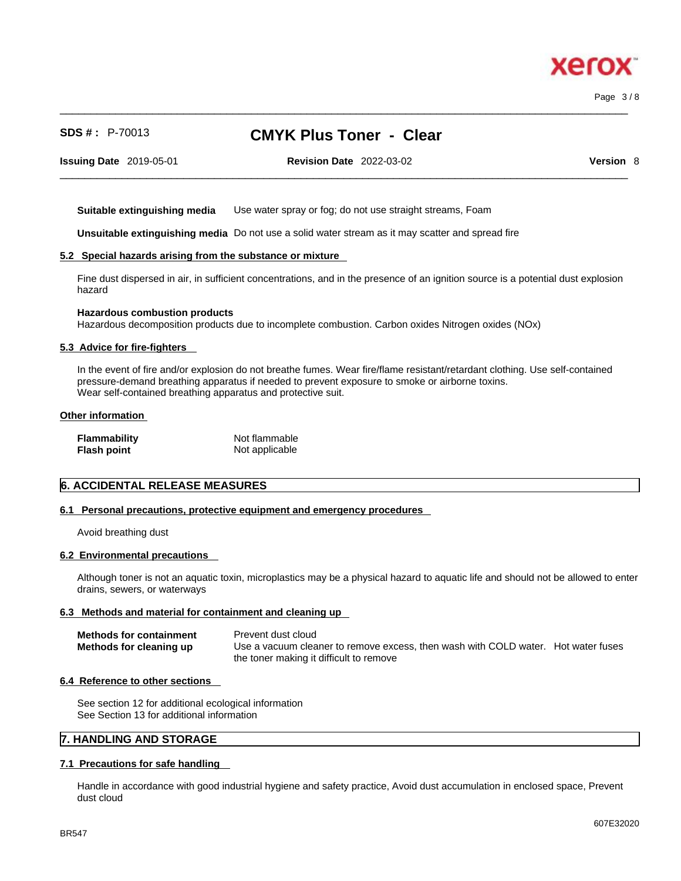**Suitable extinguishing media** Use water spray or fog; do not use straight streams, Foam

**Unsuitable extinguishing media** Do not use a solid water stream as it may scatter and spread fire

### 5.2 Special hazards arising from the substance or mixture

Fine dust dispersed in air, in sufficient concentrations, and in the presence of an ignition source is a potential dust explosion hazard

**Hazardous combustion products**
Hazardous decomposition products due to incomplete combustion. Carbon oxides Nitrogen oxides (NOx)

### 5.3 Advice for fire-fighters

In the event of fire and/or explosion do not breathe fumes. Wear fire/flame resistant/retardant clothing. Use self-contained pressure-demand breathing apparatus if needed to prevent exposure to smoke or airborne toxins.
Wear self-contained breathing apparatus and protective suit.

### Other information

| | |
|---|---|
| **Flammability** | Not flammable |
| **Flash point** | Not applicable |

## 6. ACCIDENTAL RELEASE MEASURES

### 6.1 Personal precautions, protective equipment and emergency procedures

Avoid breathing dust

### 6.2 Environmental precautions

Although toner is not an aquatic toxin, microplastics may be a physical hazard to aquatic life and should not be allowed to enter drains, sewers, or waterways

### 6.3 Methods and material for containment and cleaning up

| | |
|---|---|
| **Methods for containment** | Prevent dust cloud |
| **Methods for cleaning up** | Use a vacuum cleaner to remove excess, then wash with COLD water. Hot water fuses the toner making it difficult to remove |

### 6.4 Reference to other sections

See section 12 for additional ecological information
See Section 13 for additional information

## 7. HANDLING AND STORAGE

### 7.1 Precautions for safe handling

Handle in accordance with good industrial hygiene and safety practice, Avoid dust accumulation in enclosed space, Prevent dust cloud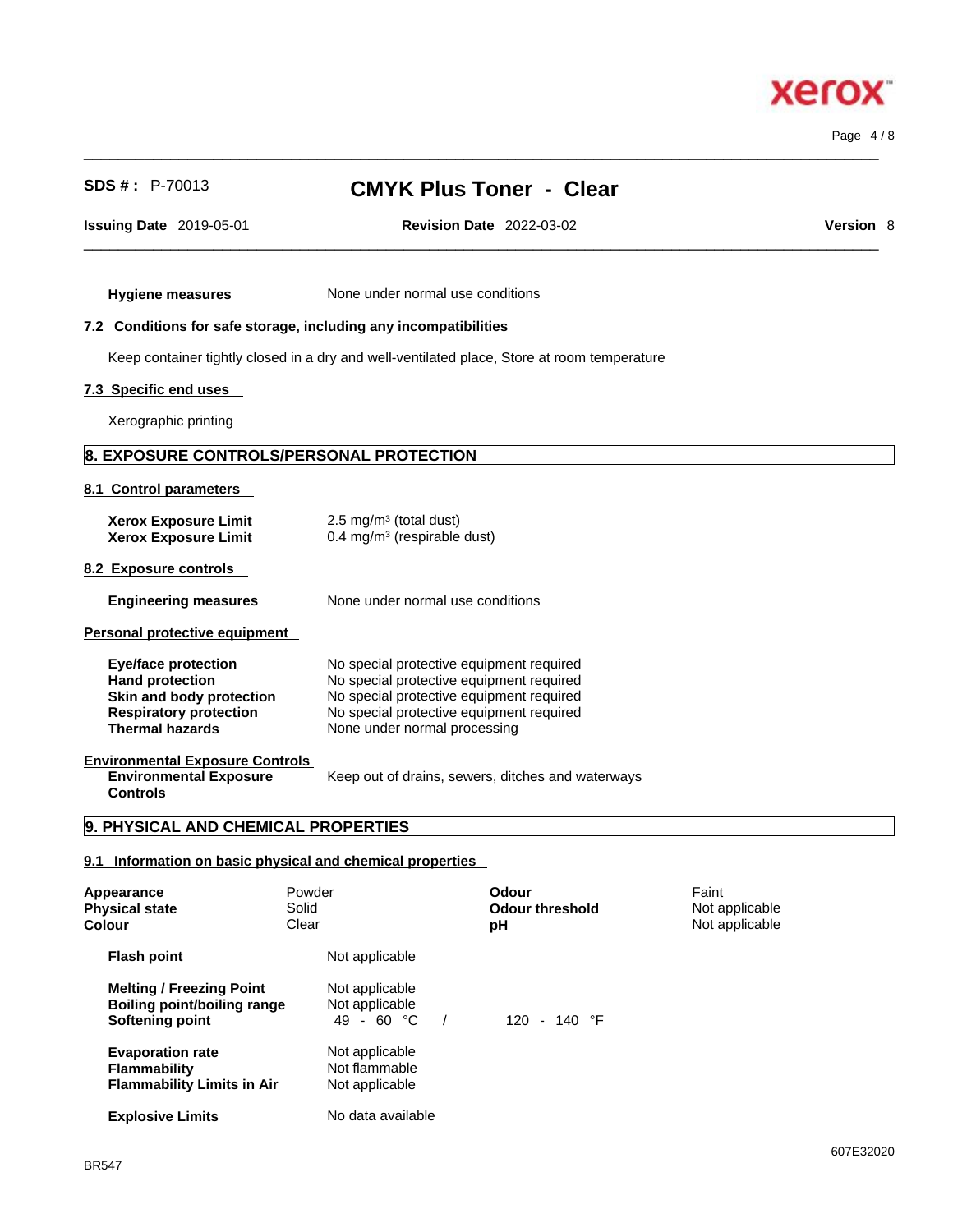**Hygiene measures** None under normal use conditions

### 7.2 Conditions for safe storage, including any incompatibilities

Keep container tightly closed in a dry and well-ventilated place, Store at room temperature

### 7.3 Specific end uses

Xerographic printing

## 8. EXPOSURE CONTROLS/PERSONAL PROTECTION

### 8.1 Control parameters

| | |
|---|---|
| **Xerox Exposure Limit** | 2.5 mg/m³ (total dust) |
| **Xerox Exposure Limit** | 0.4 mg/m³ (respirable dust) |

### 8.2 Exposure controls

**Engineering measures** None under normal use conditions

### Personal protective equipment

| | |
|---|---|
| **Eye/face protection** | No special protective equipment required |
| **Hand protection** | No special protective equipment required |
| **Skin and body protection** | No special protective equipment required |
| **Respiratory protection** | No special protective equipment required |
| **Thermal hazards** | None under normal processing |

### Environmental Exposure Controls

**Environmental Exposure Controls** Keep out of drains, sewers, ditches and waterways

## 9. PHYSICAL AND CHEMICAL PROPERTIES

### 9.1 Information on basic physical and chemical properties

| | | | |
|---|---|---|---|
| **Appearance** | Powder | **Odour** | Faint |
| **Physical state** | Solid | **Odour threshold** | Not applicable |
| **Colour** | Clear | **pH** | Not applicable |

| | |
|---|---|
| **Flash point** | Not applicable |
| **Melting / Freezing Point** | Not applicable |
| **Boiling point/boiling range** | Not applicable |
| **Softening point** | 49 - 60 °C / 120 - 140 °F |
| **Evaporation rate** | Not applicable |
| **Flammability** | Not flammable |
| **Flammability Limits in Air** | Not applicable |
| **Explosive Limits** | No data available |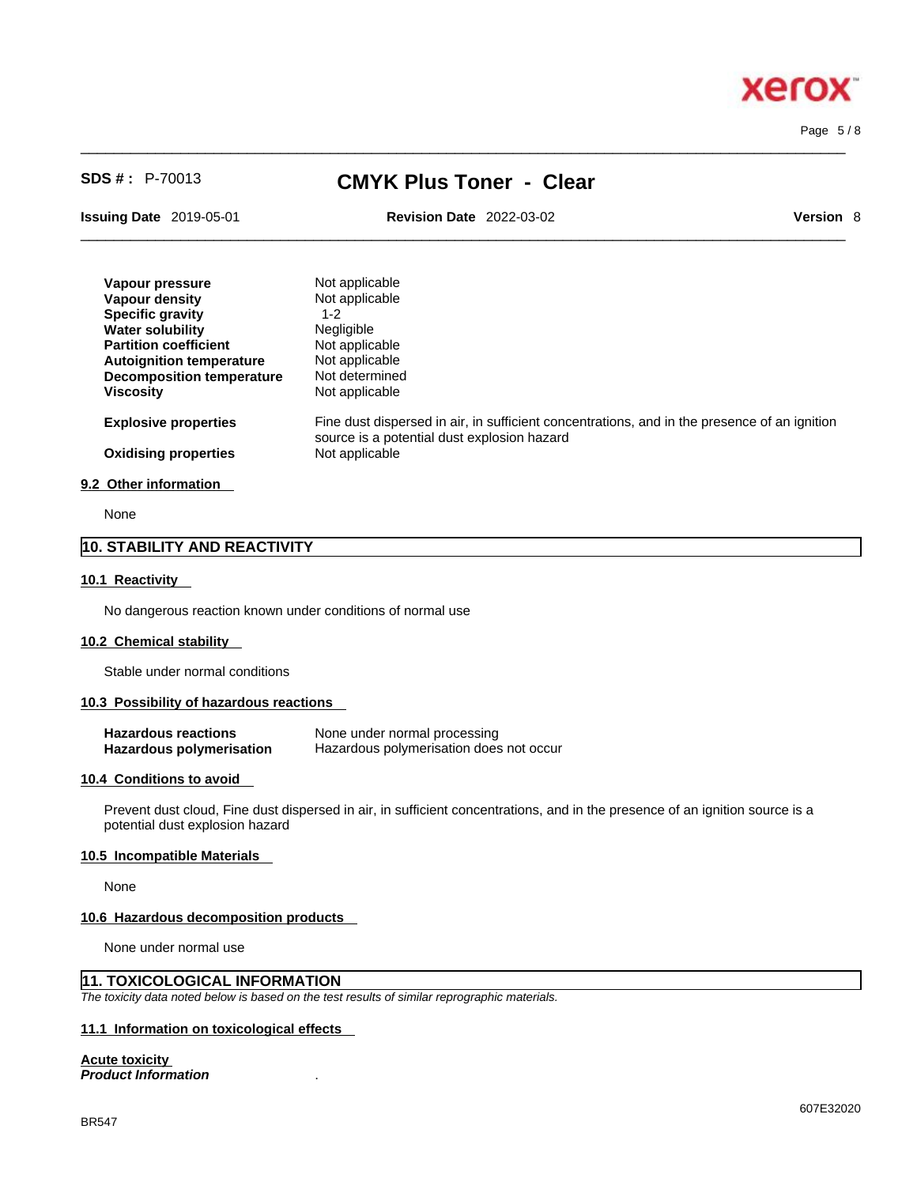| | |
|---|---|
| **Vapour pressure** | Not applicable |
| **Vapour density** | Not applicable |
| **Specific gravity** | 1-2 |
| **Water solubility** | Negligible |
| **Partition coefficient** | Not applicable |
| **Autoignition temperature** | Not applicable |
| **Decomposition temperature** | Not determined |
| **Viscosity** | Not applicable |
| **Explosive properties** | Fine dust dispersed in air, in sufficient concentrations, and in the presence of an ignition source is a potential dust explosion hazard |
| **Oxidising properties** | Not applicable |

### 9.2 Other information

None

## 10. STABILITY AND REACTIVITY

### 10.1 Reactivity

No dangerous reaction known under conditions of normal use

### 10.2 Chemical stability

Stable under normal conditions

### 10.3 Possibility of hazardous reactions

| | |
|---|---|
| **Hazardous reactions** | None under normal processing |
| **Hazardous polymerisation** | Hazardous polymerisation does not occur |

### 10.4 Conditions to avoid

Prevent dust cloud, Fine dust dispersed in air, in sufficient concentrations, and in the presence of an ignition source is a potential dust explosion hazard

### 10.5 Incompatible Materials

None

### 10.6 Hazardous decomposition products

None under normal use

## 11. TOXICOLOGICAL INFORMATION

*The toxicity data noted below is based on the test results of similar reprographic materials.*

### 11.1 Information on toxicological effects

**Acute toxicity**

***Product Information*** .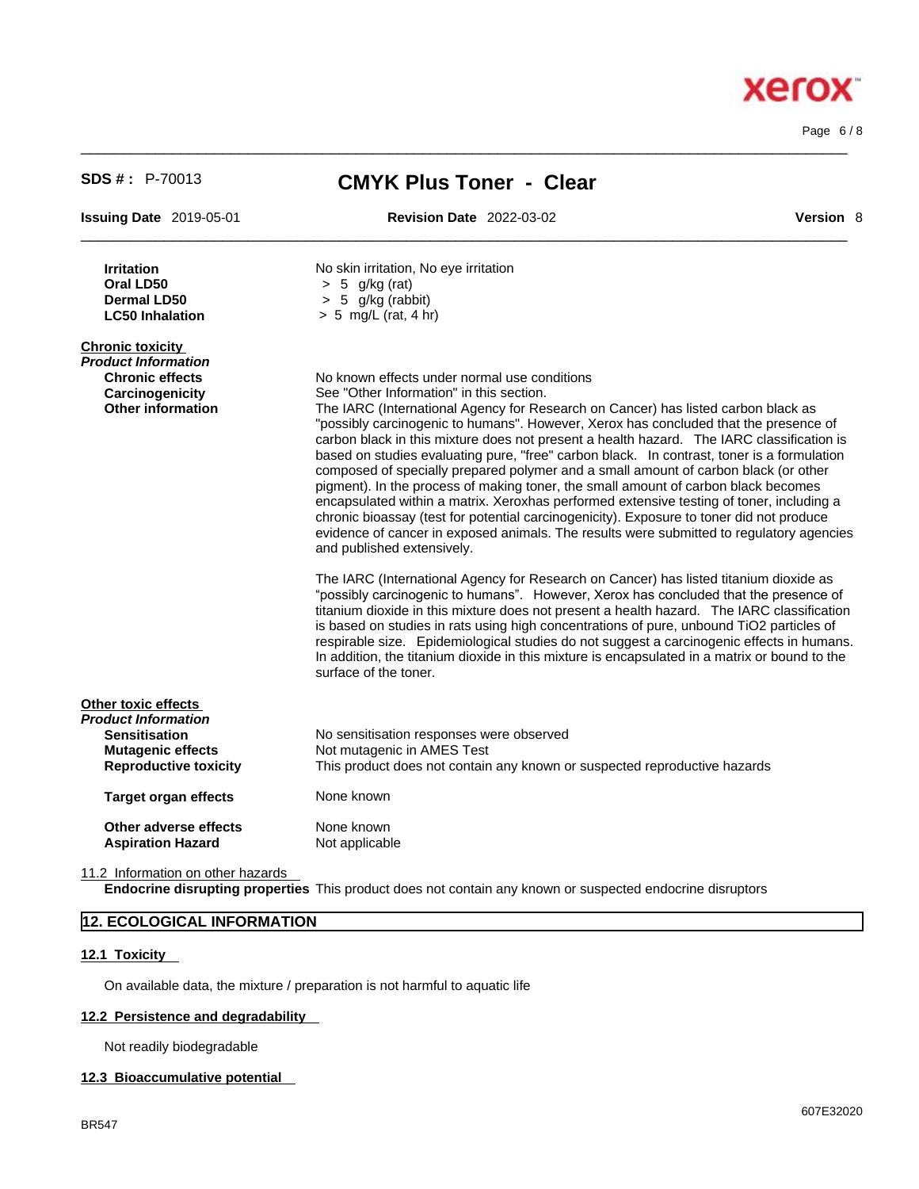| | |
|---|---|
| **Irritation** | No skin irritation, No eye irritation |
| **Oral LD50** | > 5 g/kg (rat) |
| **Dermal LD50** | > 5 g/kg (rabbit) |
| **LC50 Inhalation** | > 5 mg/L (rat, 4 hr) |

**Chronic toxicity**

*Product Information*

| | |
|---|---|
| **Chronic effects** | No known effects under normal use conditions |
| **Carcinogenicity** | See "Other Information" in this section. |
| **Other information** | The IARC (International Agency for Research on Cancer) has listed carbon black as "possibly carcinogenic to humans". However, Xerox has concluded that the presence of carbon black in this mixture does not present a health hazard. The IARC classification is based on studies evaluating pure, "free" carbon black. In contrast, toner is a formulation composed of specially prepared polymer and a small amount of carbon black (or other pigment). In the process of making toner, the small amount of carbon black becomes encapsulated within a matrix. Xeroxhas performed extensive testing of toner, including a chronic bioassay (test for potential carcinogenicity). Exposure to toner did not produce evidence of cancer in exposed animals. The results were submitted to regulatory agencies and published extensively.<br><br>The IARC (International Agency for Research on Cancer) has listed titanium dioxide as "possibly carcinogenic to humans". However, Xerox has concluded that the presence of titanium dioxide in this mixture does not present a health hazard. The IARC classification is based on studies in rats using high concentrations of pure, unbound $TiO_2$ particles of respirable size. Epidemiological studies do not suggest a carcinogenic effects in humans. In addition, the titanium dioxide in this mixture is encapsulated in a matrix or bound to the surface of the toner. |

**Other toxic effects**

*Product Information*

| | |
|---|---|
| **Sensitisation** | No sensitisation responses were observed |
| **Mutagenic effects** | Not mutagenic in AMES Test |
| **Reproductive toxicity** | This product does not contain any known or suspected reproductive hazards |
| **Target organ effects** | None known |
| **Other adverse effects** | None known |
| **Aspiration Hazard** | Not applicable |

11.2 Information on other hazards

**Endocrine disrupting properties** This product does not contain any known or suspected endocrine disruptors

## 12. ECOLOGICAL INFORMATION

### 12.1 Toxicity

On available data, the mixture / preparation is not harmful to aquatic life

### 12.2 Persistence and degradability

Not readily biodegradable

### 12.3 Bioaccumulative potential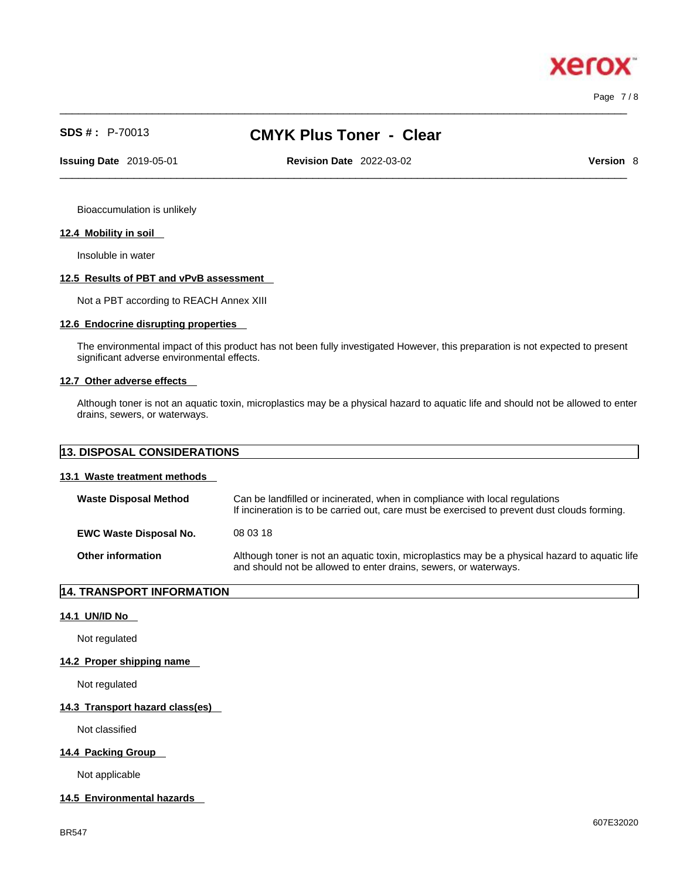Bioaccumulation is unlikely

### 12.4 Mobility in soil

Insoluble in water

### 12.5 Results of PBT and vPvB assessment

Not a PBT according to REACH Annex XIII

### 12.6 Endocrine disrupting properties

The environmental impact of this product has not been fully investigated However, this preparation is not expected to present significant adverse environmental effects.

### 12.7 Other adverse effects

Although toner is not an aquatic toxin, microplastics may be a physical hazard to aquatic life and should not be allowed to enter drains, sewers, or waterways.

## 13. DISPOSAL CONSIDERATIONS

### 13.1 Waste treatment methods

**Waste Disposal Method** — Can be landfilled or incinerated, when in compliance with local regulations
If incineration is to be carried out, care must be exercised to prevent dust clouds forming.

**EWC Waste Disposal No.** — 08 03 18

**Other information** — Although toner is not an aquatic toxin, microplastics may be a physical hazard to aquatic life and should not be allowed to enter drains, sewers, or waterways.

## 14. TRANSPORT INFORMATION

### 14.1 UN/ID No

Not regulated

### 14.2 Proper shipping name

Not regulated

### 14.3 Transport hazard class(es)

Not classified

### 14.4 Packing Group

Not applicable

### 14.5 Environmental hazards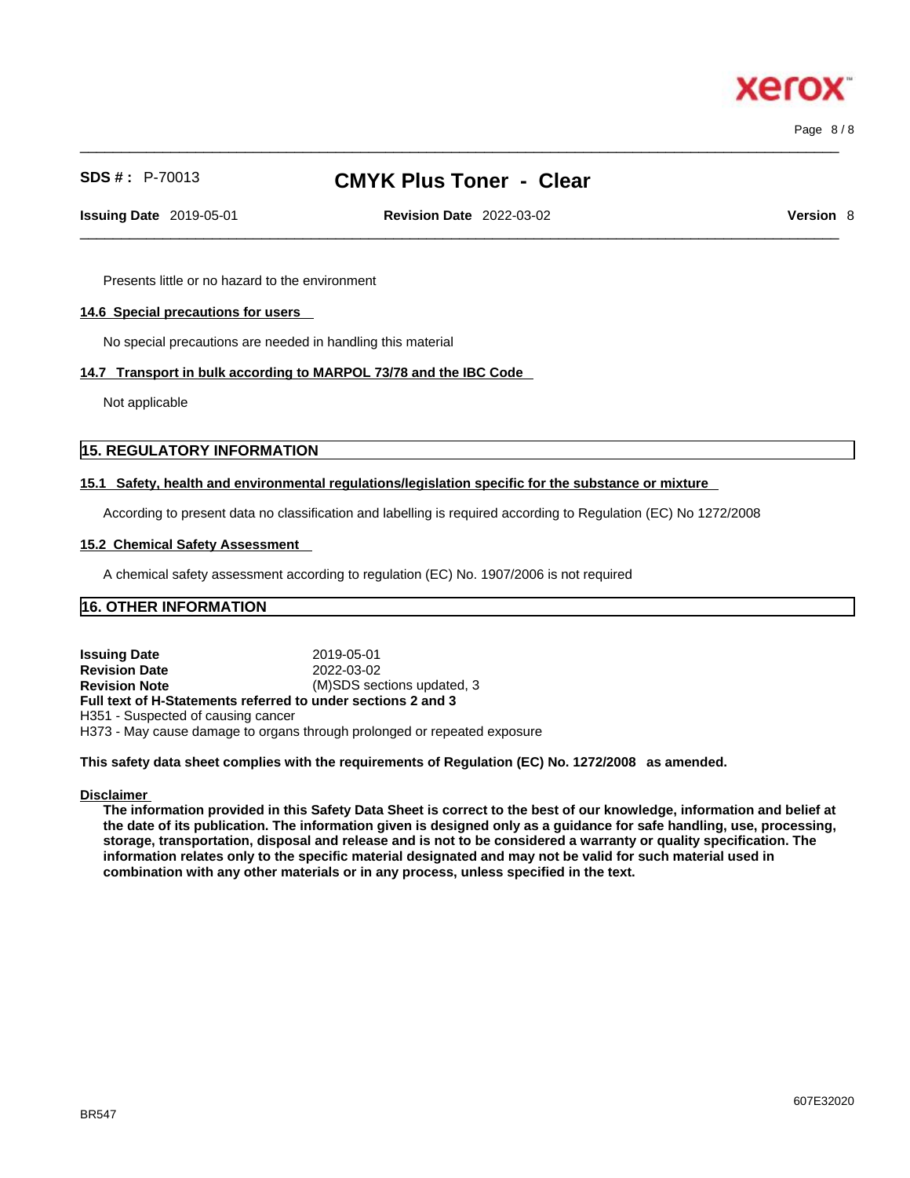Presents little or no hazard to the environment

### 14.6 Special precautions for users

No special precautions are needed in handling this material

### 14.7 Transport in bulk according to MARPOL 73/78 and the IBC Code

Not applicable

## 15. REGULATORY INFORMATION

### 15.1 Safety, health and environmental regulations/legislation specific for the substance or mixture

According to present data no classification and labelling is required according to Regulation (EC) No 1272/2008

### 15.2 Chemical Safety Assessment

A chemical safety assessment according to regulation (EC) No. 1907/2006 is not required

## 16. OTHER INFORMATION

**Issuing Date** 2019-05-01
**Revision Date** 2022-03-02
**Revision Note** (M)SDS sections updated, 3
**Full text of H-Statements referred to under sections 2 and 3**
H351 - Suspected of causing cancer
H373 - May cause damage to organs through prolonged or repeated exposure

**This safety data sheet complies with the requirements of Regulation (EC) No. 1272/2008 as amended.**

**Disclaimer**

**The information provided in this Safety Data Sheet is correct to the best of our knowledge, information and belief at the date of its publication. The information given is designed only as a guidance for safe handling, use, processing, storage, transportation, disposal and release and is not to be considered a warranty or quality specification. The information relates only to the specific material designated and may not be valid for such material used in combination with any other materials or in any process, unless specified in the text.**